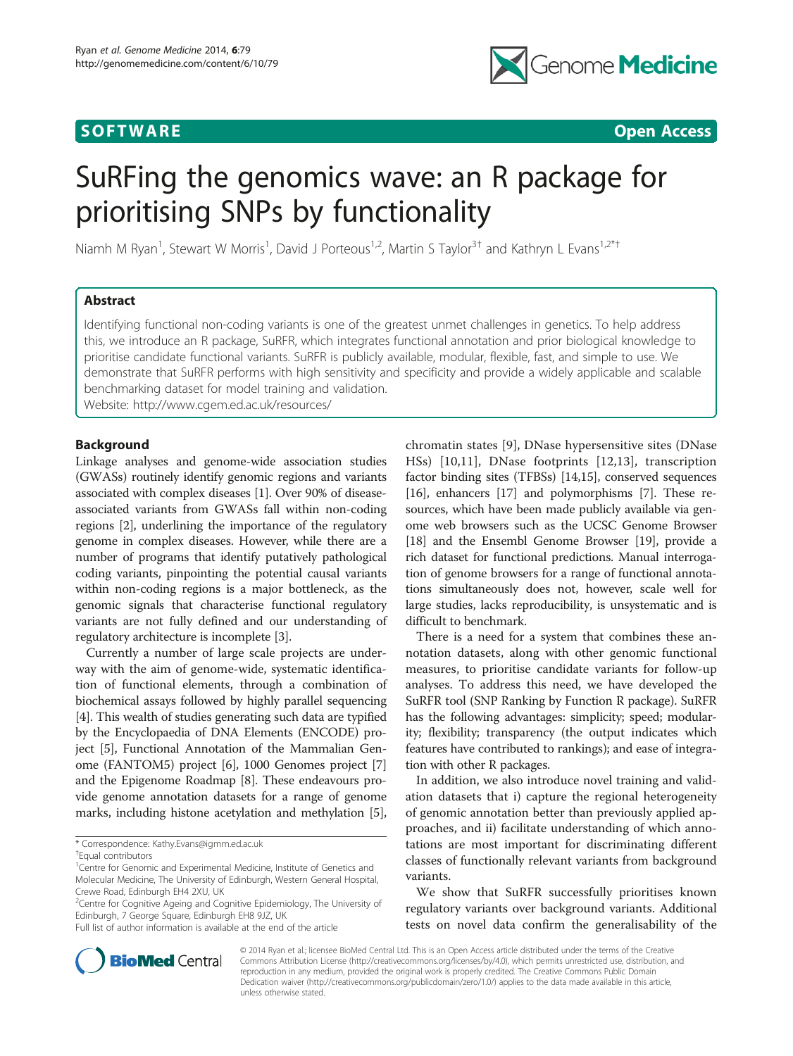SOFTWARE

Open Access

# SuRFing the genomics wave: an R package for prioritising SNPs by functionality

Niamh M Ryan[1], Stewart W Morris[1], David J Porteous[1,2], Martin S Taylor[3†] and Kathryn L Evans[1,2*†]

## Abstract

Identifying functional non-coding variants is one of the greatest unmet challenges in genetics. To help address this, we introduce an R package, SuRFR, which integrates functional annotation and prior biological knowledge to prioritise candidate functional variants. SuRFR is publicly available, modular, flexible, fast, and simple to use. We demonstrate that SuRFR performs with high sensitivity and specificity and provide a widely applicable and scalable benchmarking dataset for model training and validation.

Website: http://www.cgem.ed.ac.uk/resources/

## Background

Linkage analyses and genome-wide association studies (GWASs) routinely identify genomic regions and variants associated with complex diseases [1]. Over 90% of disease-associated variants from GWASs fall within non-coding regions [2], underlining the importance of the regulatory genome in complex diseases. However, while there are a number of programs that identify putatively pathological coding variants, pinpointing the potential causal variants within non-coding regions is a major bottleneck, as the genomic signals that characterise functional regulatory variants are not fully defined and our understanding of regulatory architecture is incomplete [3].

Currently a number of large scale projects are underway with the aim of genome-wide, systematic identification of functional elements, through a combination of biochemical assays followed by highly parallel sequencing [4]. This wealth of studies generating such data are typified by the Encyclopaedia of DNA Elements (ENCODE) project [5], Functional Annotation of the Mammalian Genome (FANTOM5) project [6], 1000 Genomes project [7] and the Epigenome Roadmap [8]. These endeavours provide genome annotation datasets for a range of genome marks, including histone acetylation and methylation [5], chromatin states [9], DNase hypersensitive sites (DNase HSs) [10,11], DNase footprints [12,13], transcription factor binding sites (TFBSs) [14,15], conserved sequences [16], enhancers [17] and polymorphisms [7]. These resources, which have been made publicly available via genome web browsers such as the UCSC Genome Browser [18] and the Ensembl Genome Browser [19], provide a rich dataset for functional predictions. Manual interrogation of genome browsers for a range of functional annotations simultaneously does not, however, scale well for large studies, lacks reproducibility, is unsystematic and is difficult to benchmark.

There is a need for a system that combines these annotation datasets, along with other genomic functional measures, to prioritise candidate variants for follow-up analyses. To address this need, we have developed the SuRFR tool (SNP Ranking by Function R package). SuRFR has the following advantages: simplicity; speed; modularity; flexibility; transparency (the output indicates which features have contributed to rankings); and ease of integration with other R packages.

In addition, we also introduce novel training and validation datasets that i) capture the regional heterogeneity of genomic annotation better than previously applied approaches, and ii) facilitate understanding of which annotations are most important for discriminating different classes of functionally relevant variants from background variants.

We show that SuRFR successfully prioritises known regulatory variants over background variants. Additional tests on novel data confirm the generalisability of the

* Correspondence: Kathy.Evans@igmm.ed.ac.uk
†Equal contributors
[1]Centre for Genomic and Experimental Medicine, Institute of Genetics and Molecular Medicine, The University of Edinburgh, Western General Hospital, Crewe Road, Edinburgh EH4 2XU, UK
[2]Centre for Cognitive Ageing and Cognitive Epidemiology, The University of Edinburgh, 7 George Square, Edinburgh EH8 9JZ, UK
Full list of author information is available at the end of the article

© 2014 Ryan et al.; licensee BioMed Central Ltd. This is an Open Access article distributed under the terms of the Creative Commons Attribution License (http://creativecommons.org/licenses/by/4.0), which permits unrestricted use, distribution, and reproduction in any medium, provided the original work is properly credited. The Creative Commons Public Domain Dedication waiver (http://creativecommons.org/publicdomain/zero/1.0/) applies to the data made available in this article, unless otherwise stated.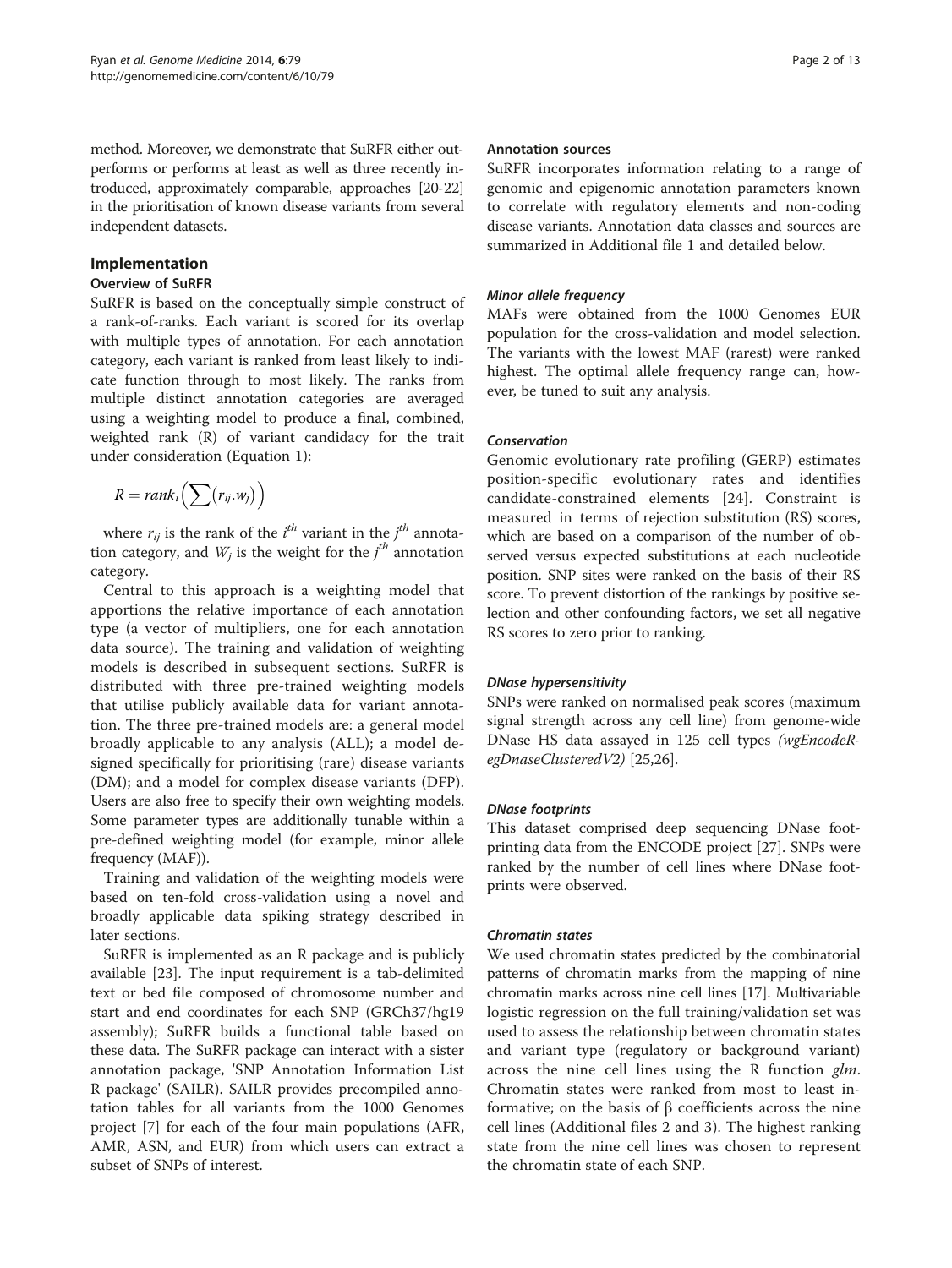method. Moreover, we demonstrate that SuRFR either outperforms or performs at least as well as three recently introduced, approximately comparable, approaches [20-22] in the prioritisation of known disease variants from several independent datasets.

## Implementation

### Overview of SuRFR

SuRFR is based on the conceptually simple construct of a rank-of-ranks. Each variant is scored for its overlap with multiple types of annotation. For each annotation category, each variant is ranked from least likely to indicate function through to most likely. The ranks from multiple distinct annotation categories are averaged using a weighting model to produce a final, combined, weighted rank (R) of variant candidacy for the trait under consideration (Equation 1):

$$R = rank_i\left(\sum (r_{ij}.w_j)\right)$$

where $r_{ij}$ is the rank of the $i^{th}$ variant in the $j^{th}$ annotation category, and $W_j$ is the weight for the $j^{th}$ annotation category.

Central to this approach is a weighting model that apportions the relative importance of each annotation type (a vector of multipliers, one for each annotation data source). The training and validation of weighting models is described in subsequent sections. SuRFR is distributed with three pre-trained weighting models that utilise publicly available data for variant annotation. The three pre-trained models are: a general model broadly applicable to any analysis (ALL); a model designed specifically for prioritising (rare) disease variants (DM); and a model for complex disease variants (DFP). Users are also free to specify their own weighting models. Some parameter types are additionally tunable within a pre-defined weighting model (for example, minor allele frequency (MAF)).

Training and validation of the weighting models were based on ten-fold cross-validation using a novel and broadly applicable data spiking strategy described in later sections.

SuRFR is implemented as an R package and is publicly available [23]. The input requirement is a tab-delimited text or bed file composed of chromosome number and start and end coordinates for each SNP (GRCh37/hg19 assembly); SuRFR builds a functional table based on these data. The SuRFR package can interact with a sister annotation package, 'SNP Annotation Information List R package' (SAILR). SAILR provides precompiled annotation tables for all variants from the 1000 Genomes project [7] for each of the four main populations (AFR, AMR, ASN, and EUR) from which users can extract a subset of SNPs of interest.

### Annotation sources

SuRFR incorporates information relating to a range of genomic and epigenomic annotation parameters known to correlate with regulatory elements and non-coding disease variants. Annotation data classes and sources are summarized in Additional file 1 and detailed below.

#### *Minor allele frequency*

MAFs were obtained from the 1000 Genomes EUR population for the cross-validation and model selection. The variants with the lowest MAF (rarest) were ranked highest. The optimal allele frequency range can, however, be tuned to suit any analysis.

#### *Conservation*

Genomic evolutionary rate profiling (GERP) estimates position-specific evolutionary rates and identifies candidate-constrained elements [24]. Constraint is measured in terms of rejection substitution (RS) scores, which are based on a comparison of the number of observed versus expected substitutions at each nucleotide position. SNP sites were ranked on the basis of their RS score. To prevent distortion of the rankings by positive selection and other confounding factors, we set all negative RS scores to zero prior to ranking.

#### *DNase hypersensitivity*

SNPs were ranked on normalised peak scores (maximum signal strength across any cell line) from genome-wide DNase HS data assayed in 125 cell types *(wgEncodeRegDnaseClusteredV2)* [25,26].

#### *DNase footprints*

This dataset comprised deep sequencing DNase footprinting data from the ENCODE project [27]. SNPs were ranked by the number of cell lines where DNase footprints were observed.

#### *Chromatin states*

We used chromatin states predicted by the combinatorial patterns of chromatin marks from the mapping of nine chromatin marks across nine cell lines [17]. Multivariable logistic regression on the full training/validation set was used to assess the relationship between chromatin states and variant type (regulatory or background variant) across the nine cell lines using the R function *glm*. Chromatin states were ranked from most to least informative; on the basis of β coefficients across the nine cell lines (Additional files 2 and 3). The highest ranking state from the nine cell lines was chosen to represent the chromatin state of each SNP.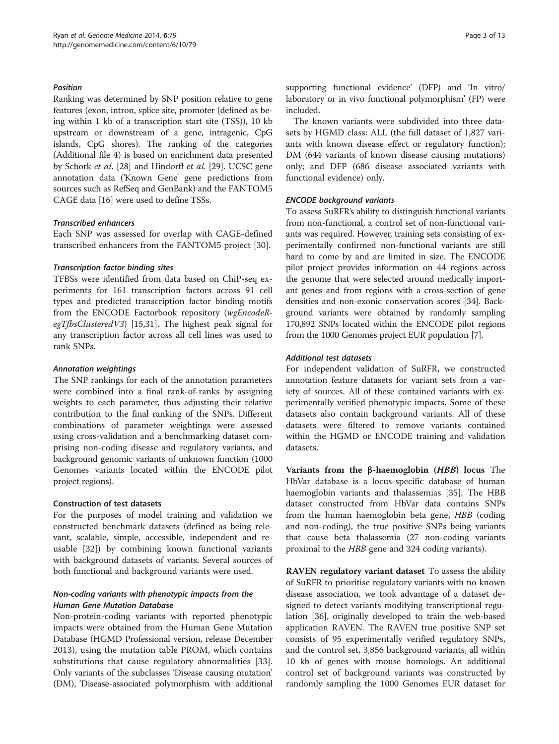#### Position

Ranking was determined by SNP position relative to gene features (exon, intron, splice site, promoter (defined as being within 1 kb of a transcription start site (TSS)), 10 kb upstream or downstream of a gene, intragenic, CpG islands, CpG shores). The ranking of the categories (Additional file 4) is based on enrichment data presented by Schork *et al.* [28] and Hindorff *et al.* [29]. UCSC gene annotation data ('Known Gene' gene predictions from sources such as RefSeq and GenBank) and the FANTOM5 CAGE data [16] were used to define TSSs.

#### Transcribed enhancers

Each SNP was assessed for overlap with CAGE-defined transcribed enhancers from the FANTOM5 project [30].

#### Transcription factor binding sites

TFBSs were identified from data based on ChiP-seq experiments for 161 transcription factors across 91 cell types and predicted transcription factor binding motifs from the ENCODE Factorbook repository (*wgEncodeRegTfbsClusteredV3*) [15,31]. The highest peak signal for any transcription factor across all cell lines was used to rank SNPs.

#### Annotation weightings

The SNP rankings for each of the annotation parameters were combined into a final rank-of-ranks by assigning weights to each parameter, thus adjusting their relative contribution to the final ranking of the SNPs. Different combinations of parameter weightings were assessed using cross-validation and a benchmarking dataset comprising non-coding disease and regulatory variants, and background genomic variants of unknown function (1000 Genomes variants located within the ENCODE pilot project regions).

### Construction of test datasets

For the purposes of model training and validation we constructed benchmark datasets (defined as being relevant, scalable, simple, accessible, independent and reusable [32]) by combining known functional variants with background datasets of variants. Several sources of both functional and background variants were used.

#### Non-coding variants with phenotypic impacts from the Human Gene Mutation Database

Non-protein-coding variants with reported phenotypic impacts were obtained from the Human Gene Mutation Database (HGMD Professional version, release December 2013), using the mutation table PROM, which contains substitutions that cause regulatory abnormalities [33]. Only variants of the subclasses 'Disease causing mutation' (DM), 'Disease-associated polymorphism with additional supporting functional evidence' (DFP) and 'In vitro/ laboratory or in vivo functional polymorphism' (FP) were included.

The known variants were subdivided into three datasets by HGMD class: ALL (the full dataset of 1,827 variants with known disease effect or regulatory function); DM (644 variants of known disease causing mutations) only; and DFP (686 disease associated variants with functional evidence) only.

#### ENCODE background variants

To assess SuRFR's ability to distinguish functional variants from non-functional, a control set of non-functional variants was required. However, training sets consisting of experimentally confirmed non-functional variants are still hard to come by and are limited in size. The ENCODE pilot project provides information on 44 regions across the genome that were selected around medically important genes and from regions with a cross-section of gene densities and non-exonic conservation scores [34]. Background variants were obtained by randomly sampling 170,892 SNPs located within the ENCODE pilot regions from the 1000 Genomes project EUR population [7].

#### Additional test datasets

For independent validation of SuRFR, we constructed annotation feature datasets for variant sets from a variety of sources. All of these contained variants with experimentally verified phenotypic impacts. Some of these datasets also contain background variants. All of these datasets were filtered to remove variants contained within the HGMD or ENCODE training and validation datasets.

**Variants from the β-haemoglobin (*HBB*) locus** The HbVar database is a locus-specific database of human haemoglobin variants and thalassemias [35]. The HBB dataset constructed from HbVar data contains SNPs from the human haemoglobin beta gene, *HBB* (coding and non-coding), the true positive SNPs being variants that cause beta thalassemia (27 non-coding variants proximal to the *HBB* gene and 324 coding variants).

**RAVEN regulatory variant dataset** To assess the ability of SuRFR to prioritise regulatory variants with no known disease association, we took advantage of a dataset designed to detect variants modifying transcriptional regulation [36], originally developed to train the web-based application RAVEN. The RAVEN true positive SNP set consists of 95 experimentally verified regulatory SNPs, and the control set, 3,856 background variants, all within 10 kb of genes with mouse homologs. An additional control set of background variants was constructed by randomly sampling the 1000 Genomes EUR dataset for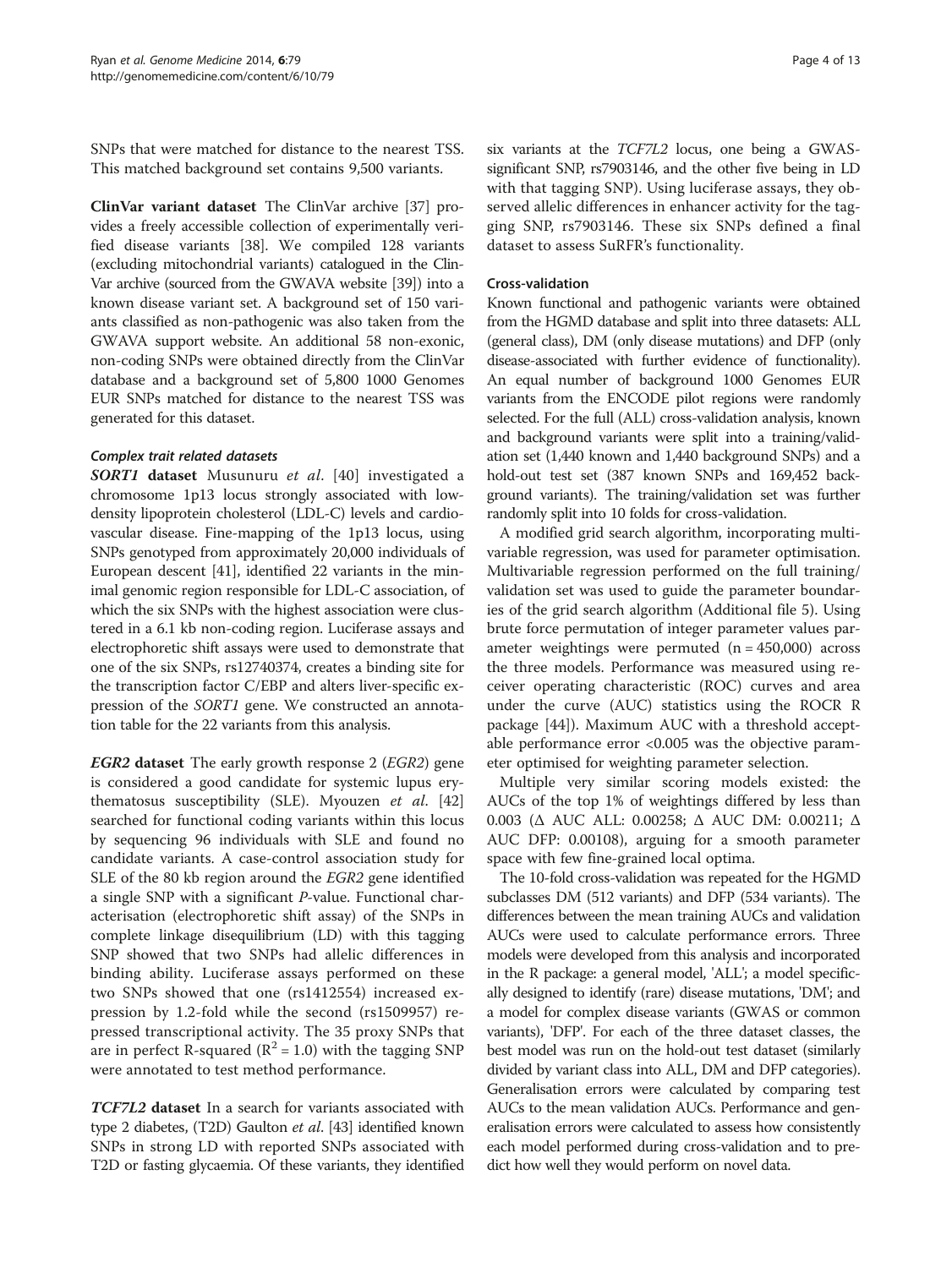SNPs that were matched for distance to the nearest TSS. This matched background set contains 9,500 variants.

**ClinVar variant dataset** The ClinVar archive [37] provides a freely accessible collection of experimentally verified disease variants [38]. We compiled 128 variants (excluding mitochondrial variants) catalogued in the ClinVar archive (sourced from the GWAVA website [39]) into a known disease variant set. A background set of 150 variants classified as non-pathogenic was also taken from the GWAVA support website. An additional 58 non-exonic, non-coding SNPs were obtained directly from the ClinVar database and a background set of 5,800 1000 Genomes EUR SNPs matched for distance to the nearest TSS was generated for this dataset.

#### *Complex trait related datasets*

***SORT1* dataset** Musunuru *et al*. [40] investigated a chromosome 1p13 locus strongly associated with low-density lipoprotein cholesterol (LDL-C) levels and cardiovascular disease. Fine-mapping of the 1p13 locus, using SNPs genotyped from approximately 20,000 individuals of European descent [41], identified 22 variants in the minimal genomic region responsible for LDL-C association, of which the six SNPs with the highest association were clustered in a 6.1 kb non-coding region. Luciferase assays and electrophoretic shift assays were used to demonstrate that one of the six SNPs, rs12740374, creates a binding site for the transcription factor C/EBP and alters liver-specific expression of the *SORT1* gene. We constructed an annotation table for the 22 variants from this analysis.

***EGR2* dataset** The early growth response 2 (*EGR2*) gene is considered a good candidate for systemic lupus erythematosus susceptibility (SLE). Myouzen *et al*. [42] searched for functional coding variants within this locus by sequencing 96 individuals with SLE and found no candidate variants. A case-control association study for SLE of the 80 kb region around the *EGR2* gene identified a single SNP with a significant *P*-value. Functional characterisation (electrophoretic shift assay) of the SNPs in complete linkage disequilibrium (LD) with this tagging SNP showed that two SNPs had allelic differences in binding ability. Luciferase assays performed on these two SNPs showed that one (rs1412554) increased expression by 1.2-fold while the second (rs1509957) repressed transcriptional activity. The 35 proxy SNPs that are in perfect R-squared ($R^2 = 1.0$) with the tagging SNP were annotated to test method performance.

***TCF7L2* dataset** In a search for variants associated with type 2 diabetes, (T2D) Gaulton *et al*. [43] identified known SNPs in strong LD with reported SNPs associated with T2D or fasting glycaemia. Of these variants, they identified six variants at the *TCF7L2* locus, one being a GWAS-significant SNP, rs7903146, and the other five being in LD with that tagging SNP). Using luciferase assays, they observed allelic differences in enhancer activity for the tagging SNP, rs7903146. These six SNPs defined a final dataset to assess SuRFR's functionality.

### Cross-validation

Known functional and pathogenic variants were obtained from the HGMD database and split into three datasets: ALL (general class), DM (only disease mutations) and DFP (only disease-associated with further evidence of functionality). An equal number of background 1000 Genomes EUR variants from the ENCODE pilot regions were randomly selected. For the full (ALL) cross-validation analysis, known and background variants were split into a training/validation set (1,440 known and 1,440 background SNPs) and a hold-out test set (387 known SNPs and 169,452 background variants). The training/validation set was further randomly split into 10 folds for cross-validation.

A modified grid search algorithm, incorporating multivariable regression, was used for parameter optimisation. Multivariable regression performed on the full training/validation set was used to guide the parameter boundaries of the grid search algorithm (Additional file 5). Using brute force permutation of integer parameter values parameter weightings were permuted (n = 450,000) across the three models. Performance was measured using receiver operating characteristic (ROC) curves and area under the curve (AUC) statistics using the ROCR R package [44]). Maximum AUC with a threshold acceptable performance error <0.005 was the objective parameter optimised for weighting parameter selection.

Multiple very similar scoring models existed: the AUCs of the top 1% of weightings differed by less than 0.003 ($\Delta$ AUC ALL: 0.00258; $\Delta$ AUC DM: 0.00211; $\Delta$ AUC DFP: 0.00108), arguing for a smooth parameter space with few fine-grained local optima.

The 10-fold cross-validation was repeated for the HGMD subclasses DM (512 variants) and DFP (534 variants). The differences between the mean training AUCs and validation AUCs were used to calculate performance errors. Three models were developed from this analysis and incorporated in the R package: a general model, 'ALL'; a model specifically designed to identify (rare) disease mutations, 'DM'; and a model for complex disease variants (GWAS or common variants), 'DFP'. For each of the three dataset classes, the best model was run on the hold-out test dataset (similarly divided by variant class into ALL, DM and DFP categories). Generalisation errors were calculated by comparing test AUCs to the mean validation AUCs. Performance and generalisation errors were calculated to assess how consistently each model performed during cross-validation and to predict how well they would perform on novel data.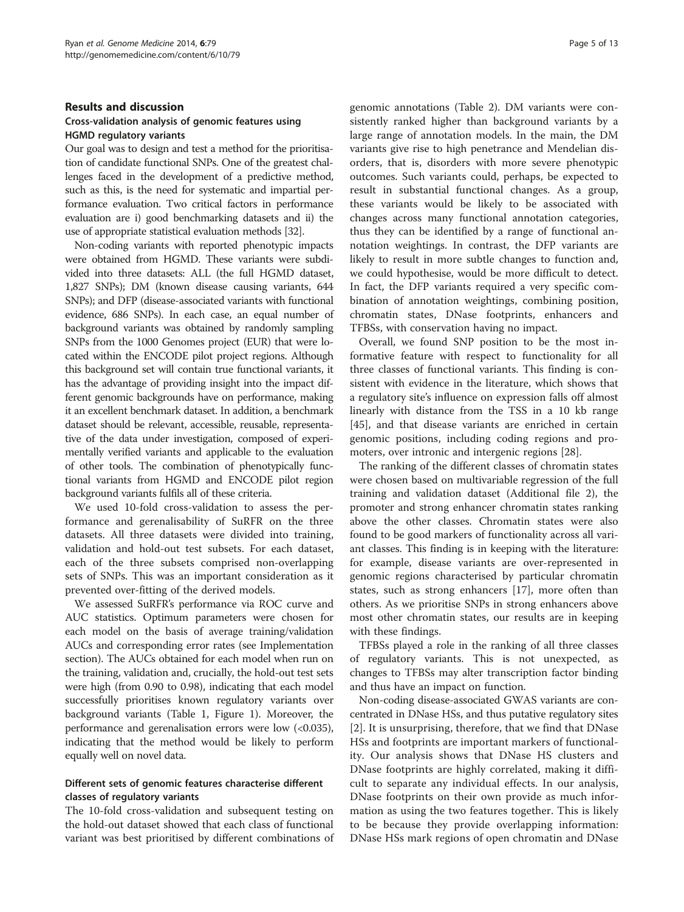## Results and discussion

### Cross-validation analysis of genomic features using HGMD regulatory variants

Our goal was to design and test a method for the prioritisation of candidate functional SNPs. One of the greatest challenges faced in the development of a predictive method, such as this, is the need for systematic and impartial performance evaluation. Two critical factors in performance evaluation are i) good benchmarking datasets and ii) the use of appropriate statistical evaluation methods [32].

Non-coding variants with reported phenotypic impacts were obtained from HGMD. These variants were subdivided into three datasets: ALL (the full HGMD dataset, 1,827 SNPs); DM (known disease causing variants, 644 SNPs); and DFP (disease-associated variants with functional evidence, 686 SNPs). In each case, an equal number of background variants was obtained by randomly sampling SNPs from the 1000 Genomes project (EUR) that were located within the ENCODE pilot project regions. Although this background set will contain true functional variants, it has the advantage of providing insight into the impact different genomic backgrounds have on performance, making it an excellent benchmark dataset. In addition, a benchmark dataset should be relevant, accessible, reusable, representative of the data under investigation, composed of experimentally verified variants and applicable to the evaluation of other tools. The combination of phenotypically functional variants from HGMD and ENCODE pilot region background variants fulfils all of these criteria.

We used 10-fold cross-validation to assess the performance and gerenalisability of SuRFR on the three datasets. All three datasets were divided into training, validation and hold-out test subsets. For each dataset, each of the three subsets comprised non-overlapping sets of SNPs. This was an important consideration as it prevented over-fitting of the derived models.

We assessed SuRFR's performance via ROC curve and AUC statistics. Optimum parameters were chosen for each model on the basis of average training/validation AUCs and corresponding error rates (see Implementation section). The AUCs obtained for each model when run on the training, validation and, crucially, the hold-out test sets were high (from 0.90 to 0.98), indicating that each model successfully prioritises known regulatory variants over background variants (Table 1, Figure 1). Moreover, the performance and gerenalisation errors were low (<0.035), indicating that the method would be likely to perform equally well on novel data.

### Different sets of genomic features characterise different classes of regulatory variants

The 10-fold cross-validation and subsequent testing on the hold-out dataset showed that each class of functional variant was best prioritised by different combinations of genomic annotations (Table 2). DM variants were consistently ranked higher than background variants by a large range of annotation models. In the main, the DM variants give rise to high penetrance and Mendelian disorders, that is, disorders with more severe phenotypic outcomes. Such variants could, perhaps, be expected to result in substantial functional changes. As a group, these variants would be likely to be associated with changes across many functional annotation categories, thus they can be identified by a range of functional annotation weightings. In contrast, the DFP variants are likely to result in more subtle changes to function and, we could hypothesise, would be more difficult to detect. In fact, the DFP variants required a very specific combination of annotation weightings, combining position, chromatin states, DNase footprints, enhancers and TFBSs, with conservation having no impact.

Overall, we found SNP position to be the most informative feature with respect to functionality for all three classes of functional variants. This finding is consistent with evidence in the literature, which shows that a regulatory site's influence on expression falls off almost linearly with distance from the TSS in a 10 kb range [45], and that disease variants are enriched in certain genomic positions, including coding regions and promoters, over intronic and intergenic regions [28].

The ranking of the different classes of chromatin states were chosen based on multivariable regression of the full training and validation dataset (Additional file 2), the promoter and strong enhancer chromatin states ranking above the other classes. Chromatin states were also found to be good markers of functionality across all variant classes. This finding is in keeping with the literature: for example, disease variants are over-represented in genomic regions characterised by particular chromatin states, such as strong enhancers [17], more often than others. As we prioritise SNPs in strong enhancers above most other chromatin states, our results are in keeping with these findings.

TFBSs played a role in the ranking of all three classes of regulatory variants. This is not unexpected, as changes to TFBSs may alter transcription factor binding and thus have an impact on function.

Non-coding disease-associated GWAS variants are concentrated in DNase HSs, and thus putative regulatory sites [2]. It is unsurprising, therefore, that we find that DNase HSs and footprints are important markers of functionality. Our analysis shows that DNase HS clusters and DNase footprints are highly correlated, making it difficult to separate any individual effects. In our analysis, DNase footprints on their own provide as much information as using the two features together. This is likely to be because they provide overlapping information: DNase HSs mark regions of open chromatin and DNase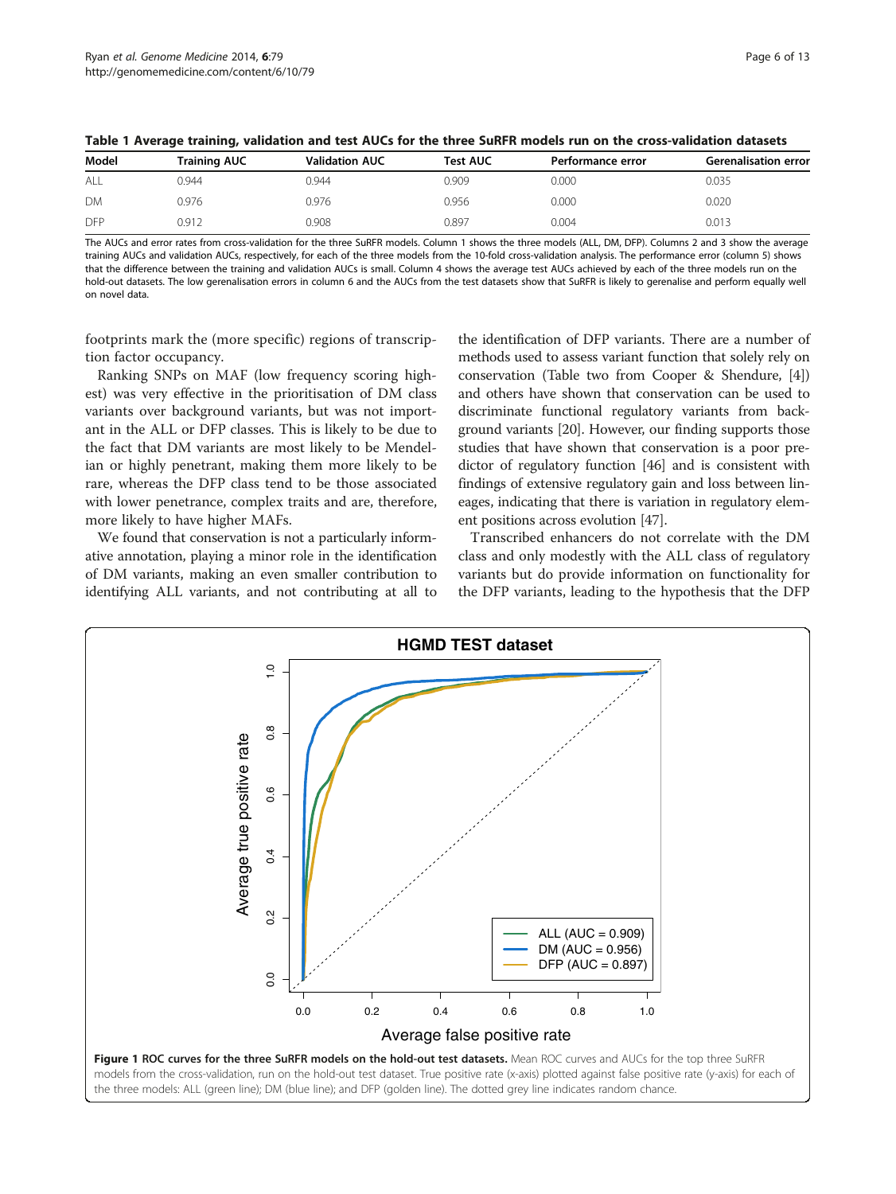**Table 1 Average training, validation and test AUCs for the three SuRFR models run on the cross-validation datasets**

| Model | Training AUC | Validation AUC | Test AUC | Performance error | Gerenalisation error |
| --- | --- | --- | --- | --- | --- |
| ALL | 0.944 | 0.944 | 0.909 | 0.000 | 0.035 |
| DM | 0.976 | 0.976 | 0.956 | 0.000 | 0.020 |
| DFP | 0.912 | 0.908 | 0.897 | 0.004 | 0.013 |

The AUCs and error rates from cross-validation for the three SuRFR models. Column 1 shows the three models (ALL, DM, DFP). Columns 2 and 3 show the average training AUCs and validation AUCs, respectively, for each of the three models from the 10-fold cross-validation analysis. The performance error (column 5) shows that the difference between the training and validation AUCs is small. Column 4 shows the average test AUCs achieved by each of the three models run on the hold-out datasets. The low gerenalisation errors in column 6 and the AUCs from the test datasets show that SuRFR is likely to gerenalise and perform equally well on novel data.

footprints mark the (more specific) regions of transcription factor occupancy.

Ranking SNPs on MAF (low frequency scoring highest) was very effective in the prioritisation of DM class variants over background variants, but was not important in the ALL or DFP classes. This is likely to be due to the fact that DM variants are most likely to be Mendelian or highly penetrant, making them more likely to be rare, whereas the DFP class tend to be those associated with lower penetrance, complex traits and are, therefore, more likely to have higher MAFs.

We found that conservation is not a particularly informative annotation, playing a minor role in the identification of DM variants, making an even smaller contribution to identifying ALL variants, and not contributing at all to the identification of DFP variants. There are a number of methods used to assess variant function that solely rely on conservation (Table two from Cooper & Shendure, [4]) and others have shown that conservation can be used to discriminate functional regulatory variants from background variants [20]. However, our finding supports those studies that have shown that conservation is a poor predictor of regulatory function [46] and is consistent with findings of extensive regulatory gain and loss between lineages, indicating that there is variation in regulatory element positions across evolution [47].

Transcribed enhancers do not correlate with the DM class and only modestly with the ALL class of regulatory variants but do provide information on functionality for the DFP variants, leading to the hypothesis that the DFP

**Figure 1 ROC curves for the three SuRFR models on the hold-out test datasets.** Mean ROC curves and AUCs for the top three SuRFR models from the cross-validation, run on the hold-out test dataset. True positive rate (x-axis) plotted against false positive rate (y-axis) for each of the three models: ALL (green line); DM (blue line); and DFP (golden line). The dotted grey line indicates random chance.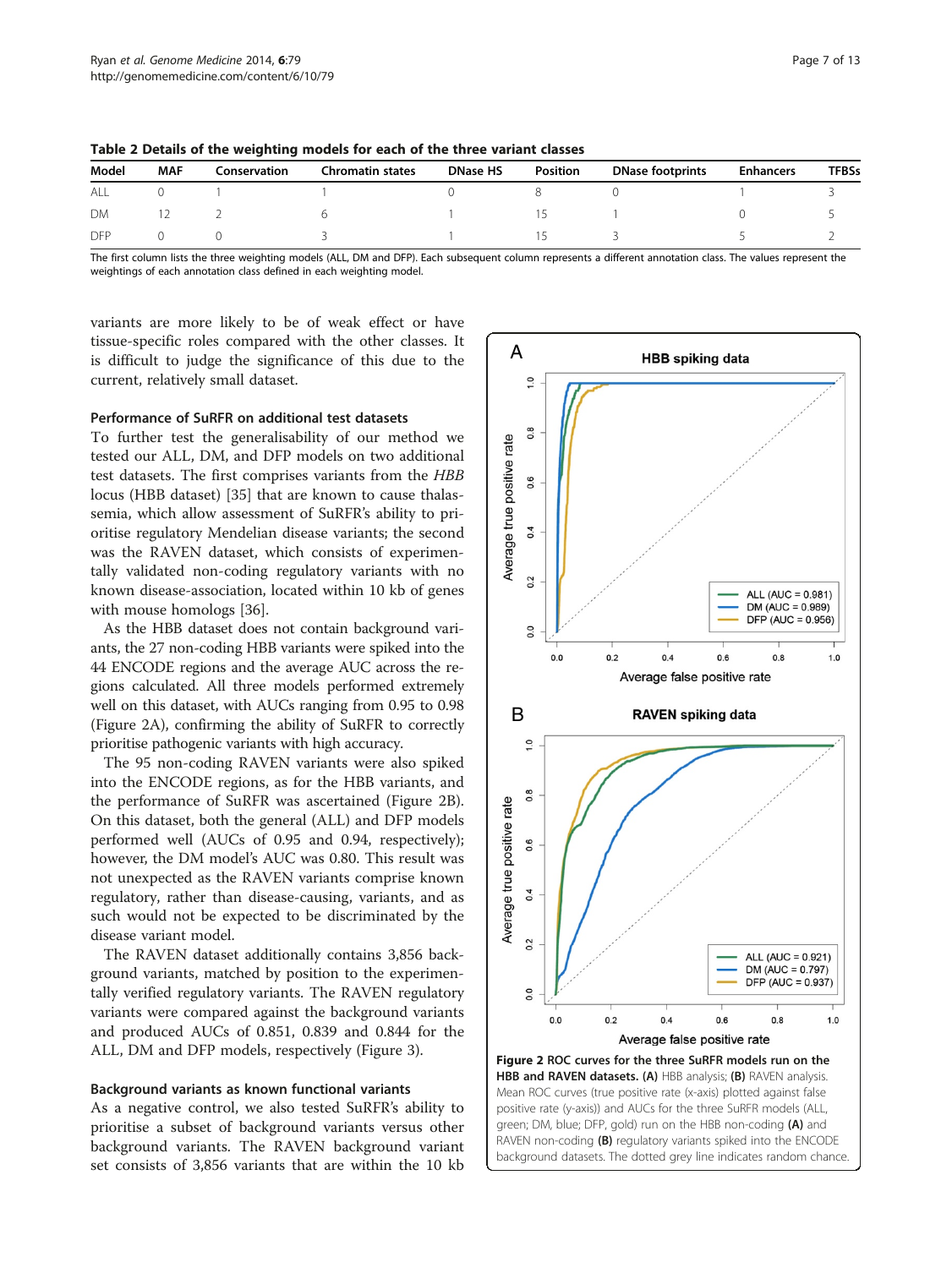**Table 2 Details of the weighting models for each of the three variant classes**

| Model | MAF | Conservation | Chromatin states | DNase HS | Position | DNase footprints | Enhancers | TFBSs |
|---|---|---|---|---|---|---|---|---|
| ALL | 0 | 1 | 1 | 0 | 8 | 0 | 1 | 3 |
| DM | 12 | 2 | 6 | 1 | 15 | 1 | 0 | 5 |
| DFP | 0 | 0 | 3 | 1 | 15 | 3 | 5 | 2 |

The first column lists the three weighting models (ALL, DM and DFP). Each subsequent column represents a different annotation class. The values represent the weightings of each annotation class defined in each weighting model.

variants are more likely to be of weak effect or have tissue-specific roles compared with the other classes. It is difficult to judge the significance of this due to the current, relatively small dataset.

### Performance of SuRFR on additional test datasets

To further test the generalisability of our method we tested our ALL, DM, and DFP models on two additional test datasets. The first comprises variants from the *HBB* locus (HBB dataset) [35] that are known to cause thalassemia, which allow assessment of SuRFR's ability to prioritise regulatory Mendelian disease variants; the second was the RAVEN dataset, which consists of experimentally validated non-coding regulatory variants with no known disease-association, located within 10 kb of genes with mouse homologs [36].

As the HBB dataset does not contain background variants, the 27 non-coding HBB variants were spiked into the 44 ENCODE regions and the average AUC across the regions calculated. All three models performed extremely well on this dataset, with AUCs ranging from 0.95 to 0.98 (Figure 2A), confirming the ability of SuRFR to correctly prioritise pathogenic variants with high accuracy.

The 95 non-coding RAVEN variants were also spiked into the ENCODE regions, as for the HBB variants, and the performance of SuRFR was ascertained (Figure 2B). On this dataset, both the general (ALL) and DFP models performed well (AUCs of 0.95 and 0.94, respectively); however, the DM model's AUC was 0.80. This result was not unexpected as the RAVEN variants comprise known regulatory, rather than disease-causing, variants, and as such would not be expected to be discriminated by the disease variant model.

The RAVEN dataset additionally contains 3,856 background variants, matched by position to the experimentally verified regulatory variants. The RAVEN regulatory variants were compared against the background variants and produced AUCs of 0.851, 0.839 and 0.844 for the ALL, DM and DFP models, respectively (Figure 3).

### Background variants as known functional variants

As a negative control, we also tested SuRFR's ability to prioritise a subset of background variants versus other background variants. The RAVEN background variant set consists of 3,856 variants that are within the 10 kb

**Figure 2 ROC curves for the three SuRFR models run on the HBB and RAVEN datasets. (A)** HBB analysis; **(B)** RAVEN analysis. Mean ROC curves (true positive rate (x-axis)) plotted against false positive rate (y-axis)) and AUCs for the three SuRFR models (ALL, green; DM, blue; DFP, gold) run on the HBB non-coding **(A)** and RAVEN non-coding **(B)** regulatory variants spiked into the ENCODE background datasets. The dotted grey line indicates random chance.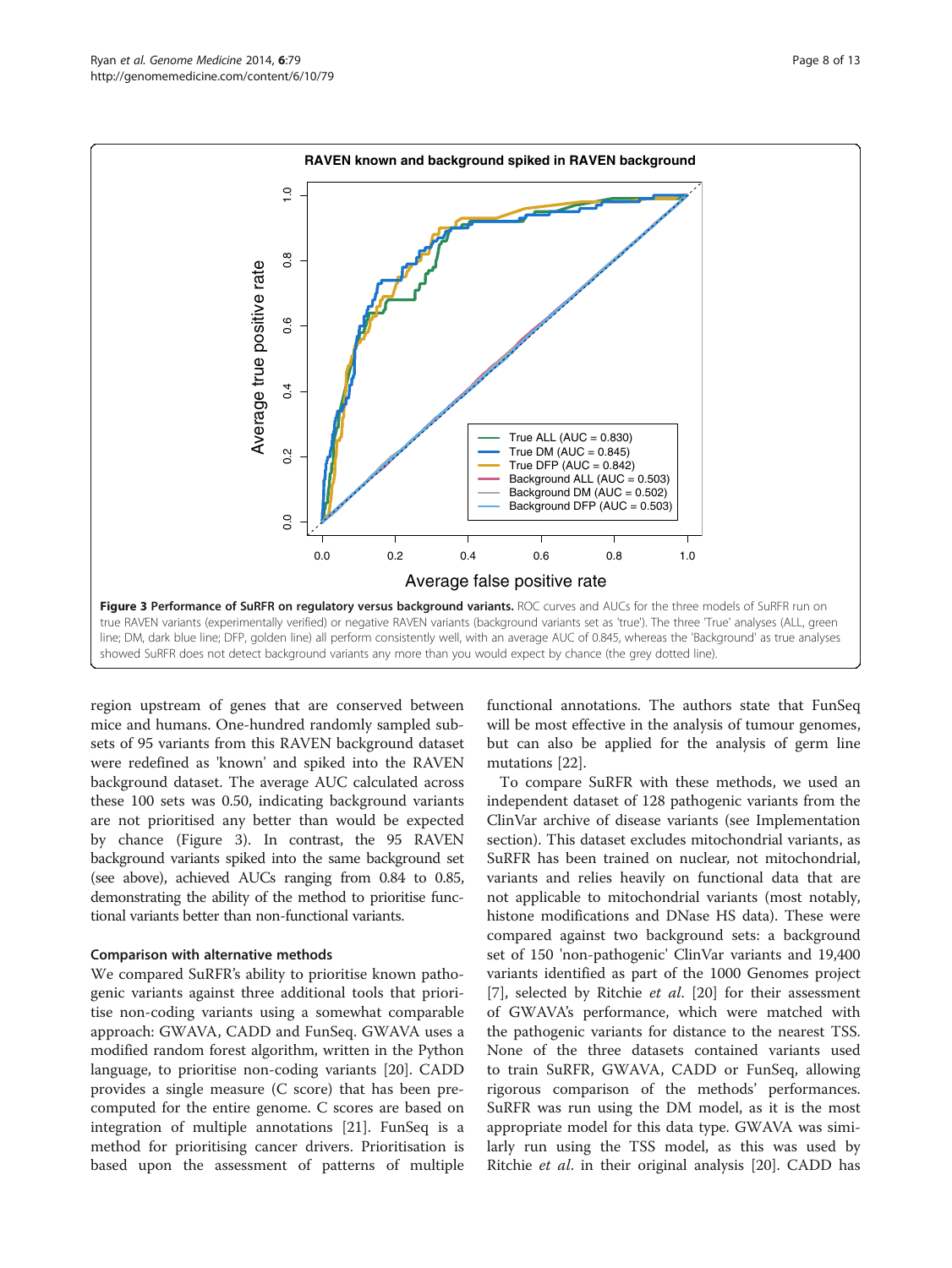**Figure 3 Performance of SuRFR on regulatory versus background variants.** ROC curves and AUCs for the three models of SuRFR run on true RAVEN variants (experimentally verified) or negative RAVEN variants (background variants set as 'true'). The three 'True' analyses (ALL, green line; DM, dark blue line; DFP, golden line) all perform consistently well, with an average AUC of 0.845, whereas the 'Background' as true analyses showed SuRFR does not detect background variants any more than you would expect by chance (the grey dotted line).

region upstream of genes that are conserved between mice and humans. One-hundred randomly sampled subsets of 95 variants from this RAVEN background dataset were redefined as 'known' and spiked into the RAVEN background dataset. The average AUC calculated across these 100 sets was 0.50, indicating background variants are not prioritised any better than would be expected by chance (Figure 3). In contrast, the 95 RAVEN background variants spiked into the same background set (see above), achieved AUCs ranging from 0.84 to 0.85, demonstrating the ability of the method to prioritise functional variants better than non-functional variants.

### Comparison with alternative methods

We compared SuRFR's ability to prioritise known pathogenic variants against three additional tools that prioritise non-coding variants using a somewhat comparable approach: GWAVA, CADD and FunSeq. GWAVA uses a modified random forest algorithm, written in the Python language, to prioritise non-coding variants [20]. CADD provides a single measure (C score) that has been precomputed for the entire genome. C scores are based on integration of multiple annotations [21]. FunSeq is a method for prioritising cancer drivers. Prioritisation is based upon the assessment of patterns of multiple functional annotations. The authors state that FunSeq will be most effective in the analysis of tumour genomes, but can also be applied for the analysis of germ line mutations [22].

To compare SuRFR with these methods, we used an independent dataset of 128 pathogenic variants from the ClinVar archive of disease variants (see Implementation section). This dataset excludes mitochondrial variants, as SuRFR has been trained on nuclear, not mitochondrial, variants and relies heavily on functional data that are not applicable to mitochondrial variants (most notably, histone modifications and DNase HS data). These were compared against two background sets: a background set of 150 'non-pathogenic' ClinVar variants and 19,400 variants identified as part of the 1000 Genomes project [7], selected by Ritchie *et al*. [20] for their assessment of GWAVA's performance, which were matched with the pathogenic variants for distance to the nearest TSS. None of the three datasets contained variants used to train SuRFR, GWAVA, CADD or FunSeq, allowing rigorous comparison of the methods' performances. SuRFR was run using the DM model, as it is the most appropriate model for this data type. GWAVA was similarly run using the TSS model, as this was used by Ritchie *et al*. in their original analysis [20]. CADD has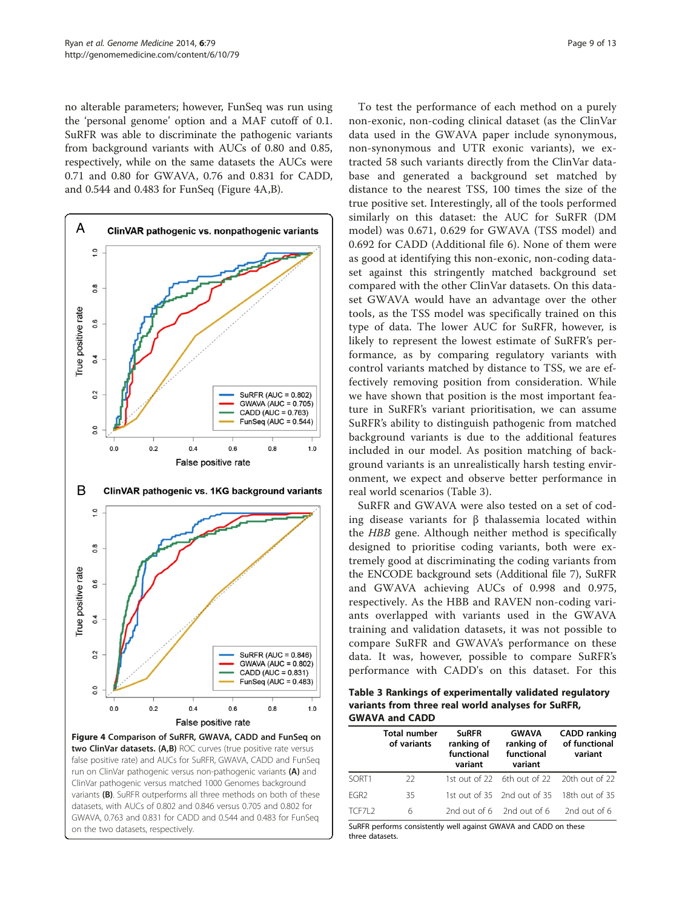no alterable parameters; however, FunSeq was run using the 'personal genome' option and a MAF cutoff of 0.1. SuRFR was able to discriminate the pathogenic variants from background variants with AUCs of 0.80 and 0.85, respectively, while on the same datasets the AUCs were 0.71 and 0.80 for GWAVA, 0.76 and 0.831 for CADD, and 0.544 and 0.483 for FunSeq (Figure 4A,B).

**Figure 4 Comparison of SuRFR, GWAVA, CADD and FunSeq on two ClinVar datasets. (A,B)** ROC curves (true positive rate versus false positive rate) and AUCs for SuRFR, GWAVA, CADD and FunSeq run on ClinVar pathogenic versus non-pathogenic variants **(A)** and ClinVar pathogenic versus matched 1000 Genomes background variants **(B)**. SuRFR outperforms all three methods on both of these datasets, with AUCs of 0.802 and 0.846 versus 0.705 and 0.802 for GWAVA, 0.763 and 0.831 for CADD and 0.544 and 0.483 for FunSeq on the two datasets, respectively.

To test the performance of each method on a purely non-exonic, non-coding clinical dataset (as the ClinVar data used in the GWAVA paper include synonymous, non-synonymous and UTR exonic variants), we extracted 58 such variants directly from the ClinVar database and generated a background set matched by distance to the nearest TSS, 100 times the size of the true positive set. Interestingly, all of the tools performed similarly on this dataset: the AUC for SuRFR (DM model) was 0.671, 0.629 for GWAVA (TSS model) and 0.692 for CADD (Additional file 6). None of them were as good at identifying this non-exonic, non-coding dataset against this stringently matched background set compared with the other ClinVar datasets. On this dataset GWAVA would have an advantage over the other tools, as the TSS model was specifically trained on this type of data. The lower AUC for SuRFR, however, is likely to represent the lowest estimate of SuRFR's performance, as by comparing regulatory variants with control variants matched by distance to TSS, we are effectively removing position from consideration. While we have shown that position is the most important feature in SuRFR's variant prioritisation, we can assume SuRFR's ability to distinguish pathogenic from matched background variants is due to the additional features included in our model. As position matching of background variants is an unrealistically harsh testing environment, we expect and observe better performance in real world scenarios (Table 3).

SuRFR and GWAVA were also tested on a set of coding disease variants for β thalassemia located within the *HBB* gene. Although neither method is specifically designed to prioritise coding variants, both were extremely good at discriminating the coding variants from the ENCODE background sets (Additional file 7), SuRFR and GWAVA achieving AUCs of 0.998 and 0.975, respectively. As the HBB and RAVEN non-coding variants overlapped with variants used in the GWAVA training and validation datasets, it was not possible to compare SuRFR and GWAVA's performance on these data. It was, however, possible to compare SuRFR's performance with CADD's on this dataset. For this

**Table 3 Rankings of experimentally validated regulatory variants from three real world analyses for SuRFR, GWAVA and CADD**

| | Total number of variants | SuRFR ranking of functional variant | GWAVA ranking of functional variant | CADD ranking of functional variant |
|---|---|---|---|---|
| SORT1 | 22 | 1st out of 22 | 6th out of 22 | 20th out of 22 |
| EGR2 | 35 | 1st out of 35 | 2nd out of 35 | 18th out of 35 |
| TCF7L2 | 6 | 2nd out of 6 | 2nd out of 6 | 2nd out of 6 |

SuRFR performs consistently well against GWAVA and CADD on these three datasets.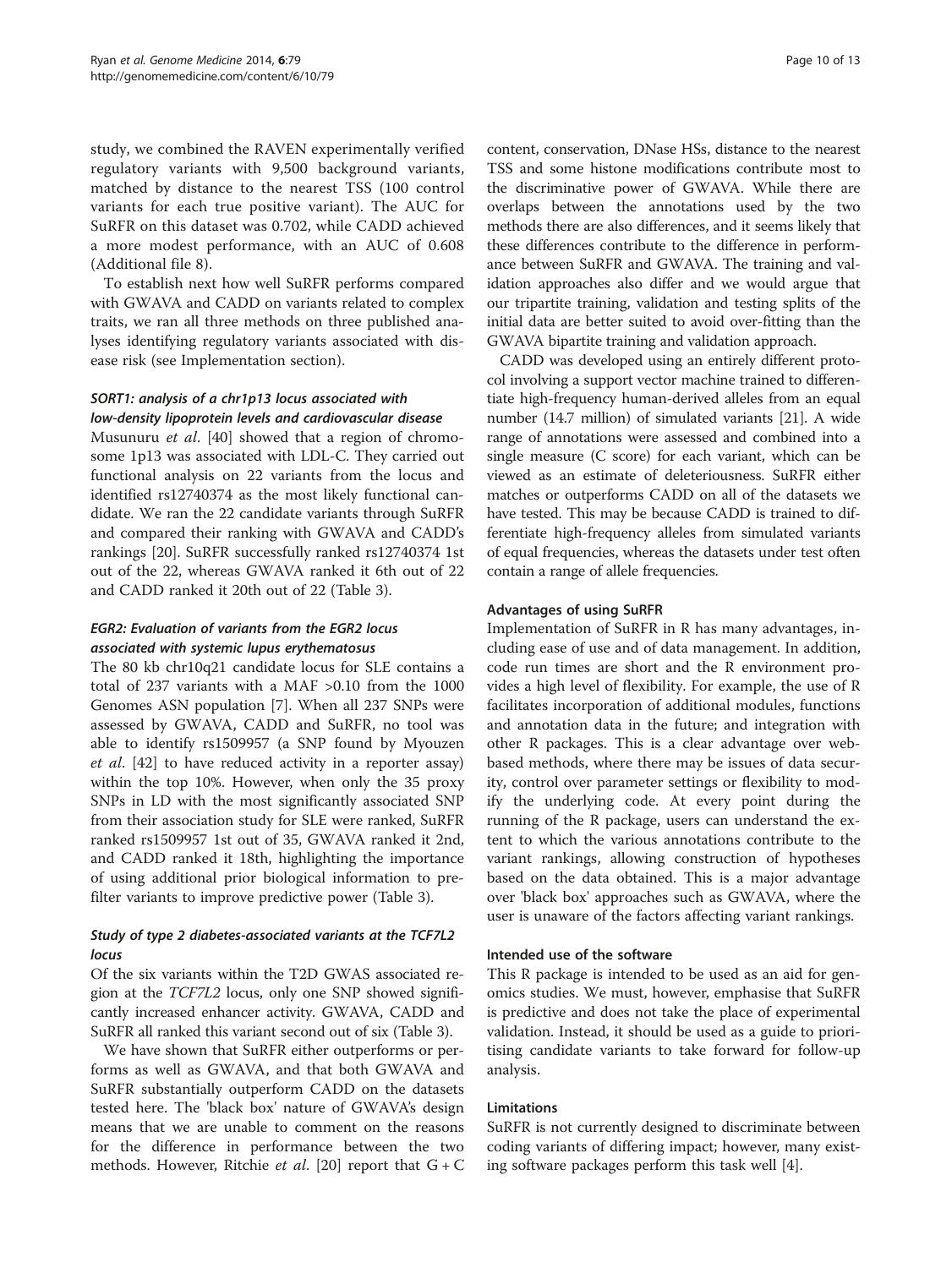study, we combined the RAVEN experimentally verified regulatory variants with 9,500 background variants, matched by distance to the nearest TSS (100 control variants for each true positive variant). The AUC for SuRFR on this dataset was 0.702, while CADD achieved a more modest performance, with an AUC of 0.608 (Additional file 8).

To establish next how well SuRFR performs compared with GWAVA and CADD on variants related to complex traits, we ran all three methods on three published analyses identifying regulatory variants associated with disease risk (see Implementation section).

#### *SORT1: analysis of a chr1p13 locus associated with low-density lipoprotein levels and cardiovascular disease*

Musunuru *et al*. [40] showed that a region of chromosome 1p13 was associated with LDL-C. They carried out functional analysis on 22 variants from the locus and identified rs12740374 as the most likely functional candidate. We ran the 22 candidate variants through SuRFR and compared their ranking with GWAVA and CADD's rankings [20]. SuRFR successfully ranked rs12740374 1st out of the 22, whereas GWAVA ranked it 6th out of 22 and CADD ranked it 20th out of 22 (Table 3).

#### *EGR2: Evaluation of variants from the EGR2 locus associated with systemic lupus erythematosus*

The 80 kb chr10q21 candidate locus for SLE contains a total of 237 variants with a MAF >0.10 from the 1000 Genomes ASN population [7]. When all 237 SNPs were assessed by GWAVA, CADD and SuRFR, no tool was able to identify rs1509957 (a SNP found by Myouzen *et al*. [42] to have reduced activity in a reporter assay) within the top 10%. However, when only the 35 proxy SNPs in LD with the most significantly associated SNP from their association study for SLE were ranked, SuRFR ranked rs1509957 1st out of 35, GWAVA ranked it 2nd, and CADD ranked it 18th, highlighting the importance of using additional prior biological information to pre-filter variants to improve predictive power (Table 3).

#### *Study of type 2 diabetes-associated variants at the TCF7L2 locus*

Of the six variants within the T2D GWAS associated region at the *TCF7L2* locus, only one SNP showed significantly increased enhancer activity. GWAVA, CADD and SuRFR all ranked this variant second out of six (Table 3).

We have shown that SuRFR either outperforms or performs as well as GWAVA, and that both GWAVA and SuRFR substantially outperform CADD on the datasets tested here. The 'black box' nature of GWAVA's design means that we are unable to comment on the reasons for the difference in performance between the two methods. However, Ritchie *et al*. [20] report that G + C content, conservation, DNase HSs, distance to the nearest TSS and some histone modifications contribute most to the discriminative power of GWAVA. While there are overlaps between the annotations used by the two methods there are also differences, and it seems likely that these differences contribute to the difference in performance between SuRFR and GWAVA. The training and validation approaches also differ and we would argue that our tripartite training, validation and testing splits of the initial data are better suited to avoid over-fitting than the GWAVA bipartite training and validation approach.

CADD was developed using an entirely different protocol involving a support vector machine trained to differentiate high-frequency human-derived alleles from an equal number (14.7 million) of simulated variants [21]. A wide range of annotations were assessed and combined into a single measure (C score) for each variant, which can be viewed as an estimate of deleteriousness. SuRFR either matches or outperforms CADD on all of the datasets we have tested. This may be because CADD is trained to differentiate high-frequency alleles from simulated variants of equal frequencies, whereas the datasets under test often contain a range of allele frequencies.

### Advantages of using SuRFR

Implementation of SuRFR in R has many advantages, including ease of use and of data management. In addition, code run times are short and the R environment provides a high level of flexibility. For example, the use of R facilitates incorporation of additional modules, functions and annotation data in the future; and integration with other R packages. This is a clear advantage over web-based methods, where there may be issues of data security, control over parameter settings or flexibility to modify the underlying code. At every point during the running of the R package, users can understand the extent to which the various annotations contribute to the variant rankings, allowing construction of hypotheses based on the data obtained. This is a major advantage over 'black box' approaches such as GWAVA, where the user is unaware of the factors affecting variant rankings.

### Intended use of the software

This R package is intended to be used as an aid for genomics studies. We must, however, emphasise that SuRFR is predictive and does not take the place of experimental validation. Instead, it should be used as a guide to prioritising candidate variants to take forward for follow-up analysis.

### Limitations

SuRFR is not currently designed to discriminate between coding variants of differing impact; however, many existing software packages perform this task well [4].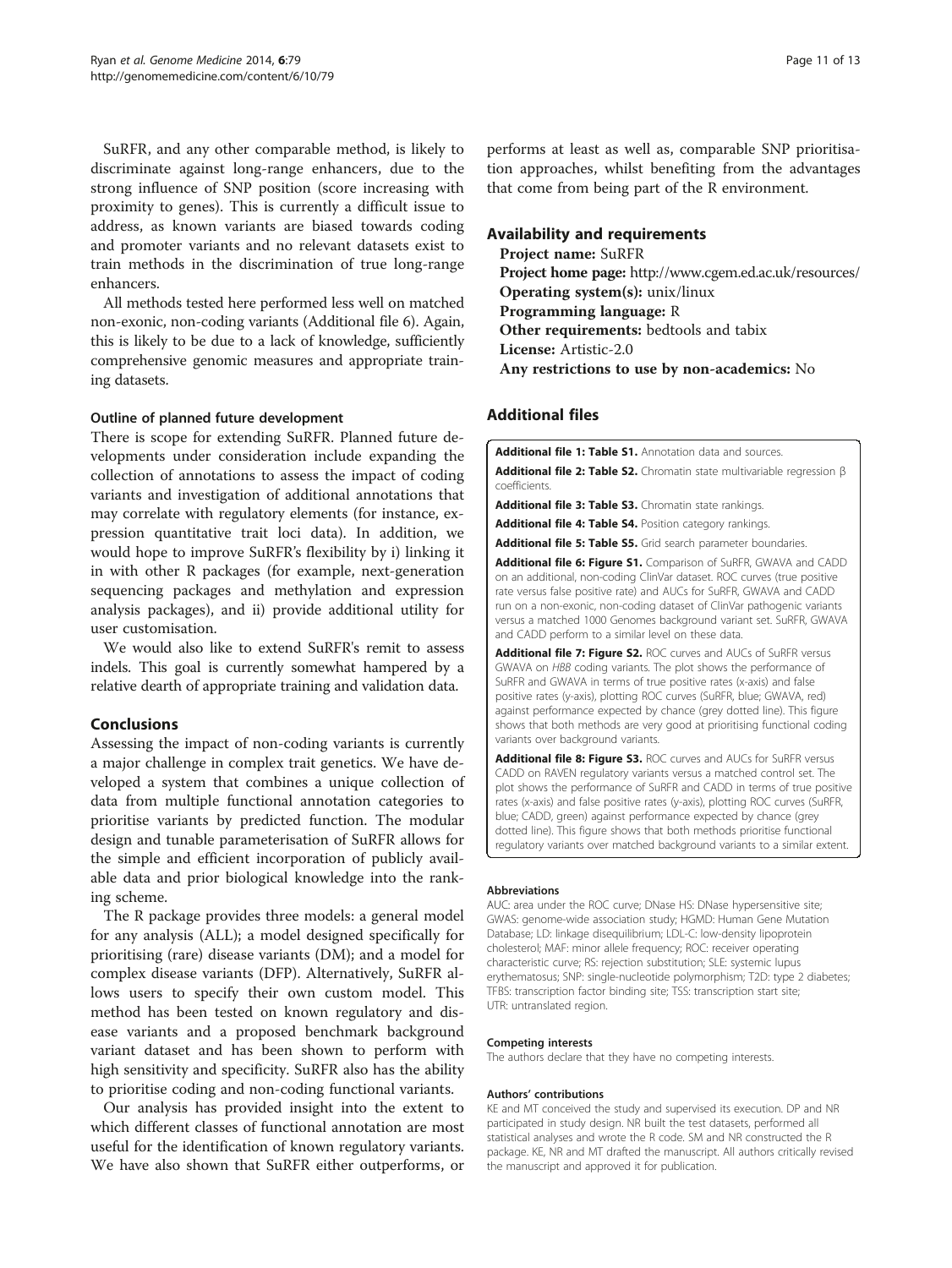SuRFR, and any other comparable method, is likely to discriminate against long-range enhancers, due to the strong influence of SNP position (score increasing with proximity to genes). This is currently a difficult issue to address, as known variants are biased towards coding and promoter variants and no relevant datasets exist to train methods in the discrimination of true long-range enhancers.

All methods tested here performed less well on matched non-exonic, non-coding variants (Additional file 6). Again, this is likely to be due to a lack of knowledge, sufficiently comprehensive genomic measures and appropriate training datasets.

### Outline of planned future development

There is scope for extending SuRFR. Planned future developments under consideration include expanding the collection of annotations to assess the impact of coding variants and investigation of additional annotations that may correlate with regulatory elements (for instance, expression quantitative trait loci data). In addition, we would hope to improve SuRFR's flexibility by i) linking it in with other R packages (for example, next-generation sequencing packages and methylation and expression analysis packages), and ii) provide additional utility for user customisation.

We would also like to extend SuRFR's remit to assess indels. This goal is currently somewhat hampered by a relative dearth of appropriate training and validation data.

## Conclusions

Assessing the impact of non-coding variants is currently a major challenge in complex trait genetics. We have developed a system that combines a unique collection of data from multiple functional annotation categories to prioritise variants by predicted function. The modular design and tunable parameterisation of SuRFR allows for the simple and efficient incorporation of publicly available data and prior biological knowledge into the ranking scheme.

The R package provides three models: a general model for any analysis (ALL); a model designed specifically for prioritising (rare) disease variants (DM); and a model for complex disease variants (DFP). Alternatively, SuRFR allows users to specify their own custom model. This method has been tested on known regulatory and disease variants and a proposed benchmark background variant dataset and has been shown to perform with high sensitivity and specificity. SuRFR also has the ability to prioritise coding and non-coding functional variants.

Our analysis has provided insight into the extent to which different classes of functional annotation are most useful for the identification of known regulatory variants. We have also shown that SuRFR either outperforms, or performs at least as well as, comparable SNP prioritisation approaches, whilst benefiting from the advantages that come from being part of the R environment.

## Availability and requirements

**Project name:** SuRFR
**Project home page:** http://www.cgem.ed.ac.uk/resources/
**Operating system(s):** unix/linux
**Programming language:** R
**Other requirements:** bedtools and tabix
**License:** Artistic-2.0
**Any restrictions to use by non-academics:** No

## Additional files

**Additional file 1: Table S1.** Annotation data and sources.

**Additional file 2: Table S2.** Chromatin state multivariable regression β coefficients.

**Additional file 3: Table S3.** Chromatin state rankings.

**Additional file 4: Table S4.** Position category rankings.

**Additional file 5: Table S5.** Grid search parameter boundaries.

**Additional file 6: Figure S1.** Comparison of SuRFR, GWAVA and CADD on an additional, non-coding ClinVar dataset. ROC curves (true positive rate versus false positive rate) and AUCs for SuRFR, GWAVA and CADD run on a non-exonic, non-coding dataset of ClinVar pathogenic variants versus a matched 1000 Genomes background variant set. SuRFR, GWAVA and CADD perform to a similar level on these data.

**Additional file 7: Figure S2.** ROC curves and AUCs of SuRFR versus GWAVA on *HBB* coding variants. The plot shows the performance of SuRFR and GWAVA in terms of true positive rates (x-axis) and false positive rates (y-axis), plotting ROC curves (SuRFR, blue; GWAVA, red) against performance expected by chance (grey dotted line). This figure shows that both methods are very good at prioritising functional coding variants over background variants.

**Additional file 8: Figure S3.** ROC curves and AUCs for SuRFR versus CADD on RAVEN regulatory variants versus a matched control set. The plot shows the performance of SuRFR and CADD in terms of true positive rates (x-axis) and false positive rates (y-axis), plotting ROC curves (SuRFR, blue; CADD, green) against performance expected by chance (grey dotted line). This figure shows that both methods prioritise functional regulatory variants over matched background variants to a similar extent.

#### Abbreviations

AUC: area under the ROC curve; DNase HS: DNase hypersensitive site; GWAS: genome-wide association study; HGMD: Human Gene Mutation Database; LD: linkage disequilibrium; LDL-C: low-density lipoprotein cholesterol; MAF: minor allele frequency; ROC: receiver operating characteristic curve; RS: rejection substitution; SLE: systemic lupus erythematosus; SNP: single-nucleotide polymorphism; T2D: type 2 diabetes; TFBS: transcription factor binding site; TSS: transcription start site; UTR: untranslated region.

#### Competing interests

The authors declare that they have no competing interests.

#### Authors' contributions

KE and MT conceived the study and supervised its execution. DP and NR participated in study design. NR built the test datasets, performed all statistical analyses and wrote the R code. SM and NR constructed the R package. KE, NR and MT drafted the manuscript. All authors critically revised the manuscript and approved it for publication.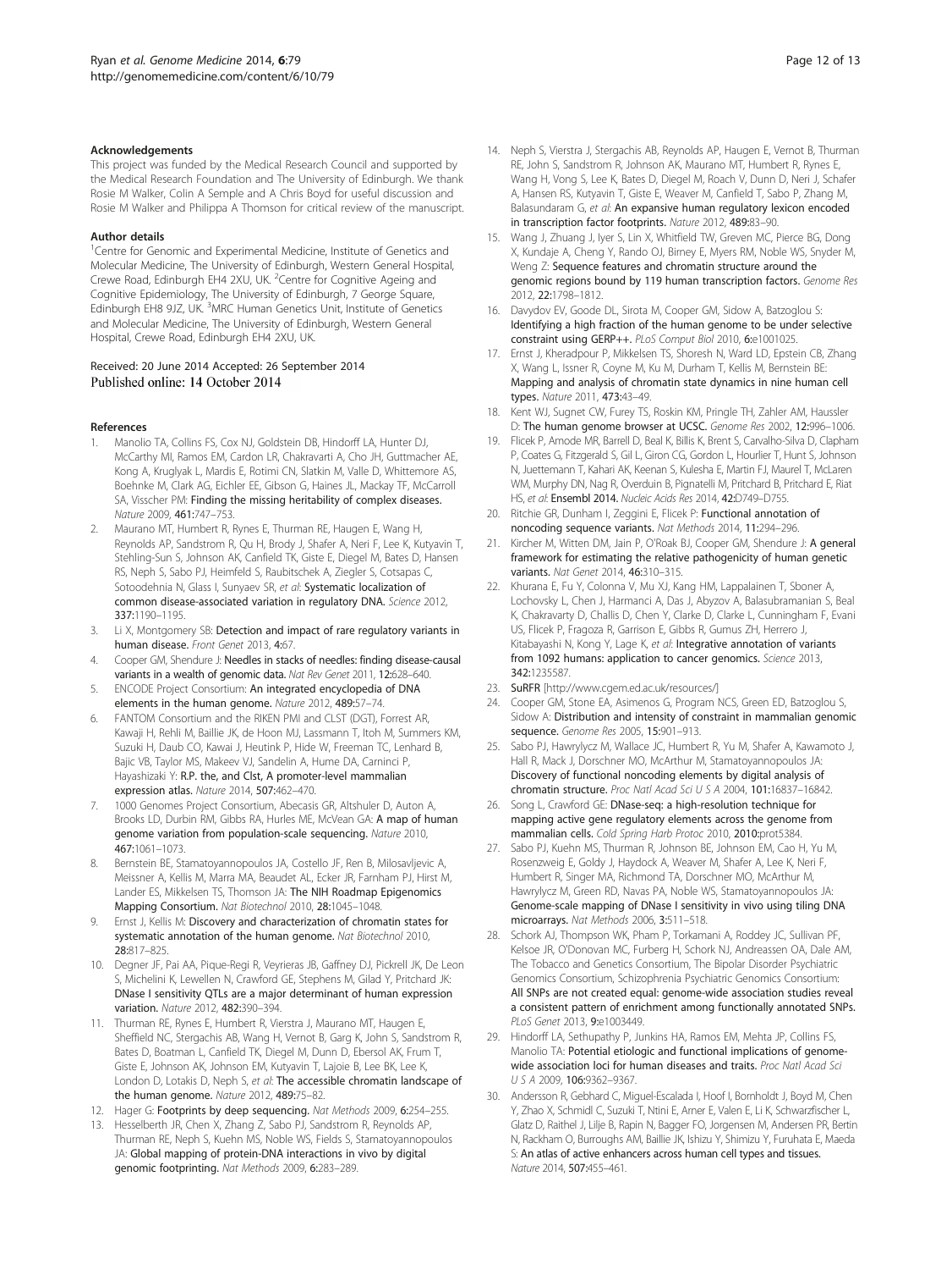#### Acknowledgements

This project was funded by the Medical Research Council and supported by the Medical Research Foundation and The University of Edinburgh. We thank Rosie M Walker, Colin A Semple and A Chris Boyd for useful discussion and Rosie M Walker and Philippa A Thomson for critical review of the manuscript.

#### Author details

[1]Centre for Genomic and Experimental Medicine, Institute of Genetics and Molecular Medicine, The University of Edinburgh, Western General Hospital, Crewe Road, Edinburgh EH4 2XU, UK. [2]Centre for Cognitive Ageing and Cognitive Epidemiology, The University of Edinburgh, 7 George Square, Edinburgh EH8 9JZ, UK. [3]MRC Human Genetics Unit, Institute of Genetics and Molecular Medicine, The University of Edinburgh, Western General Hospital, Crewe Road, Edinburgh EH4 2XU, UK.

Received: 20 June 2014 Accepted: 26 September 2014
Published online: 14 October 2014

#### References

1. Manolio TA, Collins FS, Cox NJ, Goldstein DB, Hindorff LA, Hunter DJ, McCarthy MI, Ramos EM, Cardon LR, Chakravarti A, Cho JH, Guttmacher AE, Kong A, Kruglyak L, Mardis E, Rotimi CN, Slatkin M, Valle D, Whittemore AS, Boehnke M, Clark AG, Eichler EE, Gibson G, Haines JL, Mackay TF, McCarroll SA, Visscher PM: **Finding the missing heritability of complex diseases.** *Nature* 2009, **461:**747–753.
2. Maurano MT, Humbert R, Rynes E, Thurman RE, Haugen E, Wang H, Reynolds AP, Sandstrom R, Qu H, Brody J, Shafer A, Neri F, Lee K, Kutyavin T, Stehling-Sun S, Johnson AK, Canfield TK, Giste E, Diegel M, Bates D, Hansen RS, Neph S, Sabo PJ, Heimfeld S, Raubitschek A, Ziegler S, Cotsapas C, Sotoodehnia N, Glass I, Sunyaev SR, *et al*: **Systematic localization of common disease-associated variation in regulatory DNA.** *Science* 2012, **337:**1190–1195.
3. Li X, Montgomery SB: **Detection and impact of rare regulatory variants in human disease.** *Front Genet* 2013, **4:**67.
4. Cooper GM, Shendure J: **Needles in stacks of needles: finding disease-causal variants in a wealth of genomic data.** *Nat Rev Genet* 2011, **12:**628–640.
5. ENCODE Project Consortium: **An integrated encyclopedia of DNA elements in the human genome.** *Nature* 2012, **489:**57–74.
6. FANTOM Consortium and the RIKEN PMI and CLST (DGT), Forrest AR, Kawaji H, Rehli M, Baillie JK, de Hoon MJ, Lassmann T, Itoh M, Summers KM, Suzuki H, Daub CO, Kawai J, Heutink P, Hide W, Freeman TC, Lenhard B, Bajic VB, Taylor MS, Makeev VJ, Sandelin A, Hume DA, Carninci P, Hayashizaki Y: **R.P. the, and Clst, A promoter-level mammalian expression atlas.** *Nature* 2014, **507:**462–470.
7. 1000 Genomes Project Consortium, Abecasis GR, Altshuler D, Auton A, Brooks LD, Durbin RM, Gibbs RA, Hurles ME, McVean GA: **A map of human genome variation from population-scale sequencing.** *Nature* 2010, **467:**1061–1073.
8. Bernstein BE, Stamatoyannopoulos JA, Costello JF, Ren B, Milosavljevic A, Meissner A, Kellis M, Marra MA, Beaudet AL, Ecker JR, Farnham PJ, Hirst M, Lander ES, Mikkelsen TS, Thomson JA: **The NIH Roadmap Epigenomics Mapping Consortium.** *Nat Biotechnol* 2010, **28:**1045–1048.
9. Ernst J, Kellis M: **Discovery and characterization of chromatin states for systematic annotation of the human genome.** *Nat Biotechnol* 2010, **28:**817–825.
10. Degner JF, Pai AA, Pique-Regi R, Veyrieras JB, Gaffney DJ, Pickrell JK, De Leon S, Michelini K, Lewellen N, Crawford GE, Stephens M, Gilad Y, Pritchard JK: **DNase I sensitivity QTLs are a major determinant of human expression variation.** *Nature* 2012, **482:**390–394.
11. Thurman RE, Rynes E, Humbert R, Vierstra J, Maurano MT, Haugen E, Sheffield NC, Stergachis AB, Wang H, Vernot B, Garg K, John S, Sandstrom R, Bates D, Boatman L, Canfield TK, Diegel M, Dunn D, Ebersol AK, Frum T, Giste E, Johnson AK, Johnson EM, Kutyavin T, Lajoie B, Lee BK, Lee K, London D, Lotakis D, Neph S, *et al*: **The accessible chromatin landscape of the human genome.** *Nature* 2012, **489:**75–82.
12. Hager G: **Footprints by deep sequencing.** *Nat Methods* 2009, **6:**254–255.
13. Hesselberth JR, Chen X, Zhang Z, Sabo PJ, Sandstrom R, Reynolds AP, Thurman RE, Neph S, Kuehn MS, Noble WS, Fields S, Stamatoyannopoulos JA: **Global mapping of protein-DNA interactions in vivo by digital genomic footprinting.** *Nat Methods* 2009, **6:**283–289.
14. Neph S, Vierstra J, Stergachis AB, Reynolds AP, Haugen E, Vernot B, Thurman RE, John S, Sandstrom R, Johnson AK, Maurano MT, Humbert R, Rynes E, Wang H, Vong S, Lee K, Bates D, Diegel M, Roach V, Dunn D, Neri J, Schafer A, Hansen RS, Kutyavin T, Giste E, Weaver M, Canfield T, Sabo P, Zhang M, Balasundaram G, *et al*: **An expansive human regulatory lexicon encoded in transcription factor footprints.** *Nature* 2012, **489:**83–90.
15. Wang J, Zhuang J, Iyer S, Lin X, Whitfield TW, Greven MC, Pierce BG, Dong X, Kundaje A, Cheng Y, Rando OJ, Birney E, Myers RM, Noble WS, Snyder M, Weng Z: **Sequence features and chromatin structure around the genomic regions bound by 119 human transcription factors.** *Genome Res* 2012, **22:**1798–1812.
16. Davydov EV, Goode DL, Sirota M, Cooper GM, Sidow A, Batzoglou S: **Identifying a high fraction of the human genome to be under selective constraint using GERP++.** *PLoS Comput Biol* 2010, **6:**e1001025.
17. Ernst J, Kheradpour P, Mikkelsen TS, Shoresh N, Ward LD, Epstein CB, Zhang X, Wang L, Issner R, Coyne M, Ku M, Durham T, Kellis M, Bernstein BE: **Mapping and analysis of chromatin state dynamics in nine human cell types.** *Nature* 2011, **473:**43–49.
18. Kent WJ, Sugnet CW, Furey TS, Roskin KM, Pringle TH, Zahler AM, Haussler D: **The human genome browser at UCSC.** *Genome Res* 2002, **12:**996–1006.
19. Flicek P, Amode MR, Barrell D, Beal K, Billis K, Brent S, Carvalho-Silva D, Clapham P, Coates G, Fitzgerald S, Gil L, Giron CG, Gordon L, Hourlier T, Hunt S, Johnson N, Juettemann T, Kahari AK, Keenan S, Kulesha E, Martin FJ, Maurel T, McLaren WM, Murphy DN, Nag R, Overduin B, Pignatelli M, Pritchard B, Pritchard E, Riat HS, *et al*: **Ensembl 2014.** *Nucleic Acids Res* 2014, **42:**D749–D755.
20. Ritchie GR, Dunham I, Zeggini E, Flicek P: **Functional annotation of noncoding sequence variants.** *Nat Methods* 2014, **11:**294–296.
21. Kircher M, Witten DM, Jain P, O'Roak BJ, Cooper GM, Shendure J: **A general framework for estimating the relative pathogenicity of human genetic variants.** *Nat Genet* 2014, **46:**310–315.
22. Khurana E, Fu Y, Colonna V, Mu XJ, Kang HM, Lappalainen T, Sboner A, Lochovsky L, Chen J, Harmanci A, Das J, Abyzov A, Balasubramanian S, Beal K, Chakravarty D, Challis D, Chen Y, Clarke D, Clarke L, Cunningham F, Evani US, Flicek P, Fragoza R, Garrison E, Gibbs R, Gumus ZH, Herrero J, Kitabayashi N, Kong Y, Lage K, *et al*: **Integrative annotation of variants from 1092 humans: application to cancer genomics.** *Science* 2013, **342:**1235587.
23. **SuRFR** [http://www.cgem.ed.ac.uk/resources/]
24. Cooper GM, Stone EA, Asimenos G, Program NCS, Green ED, Batzoglou S, Sidow A: **Distribution and intensity of constraint in mammalian genomic sequence.** *Genome Res* 2005, **15:**901–913.
25. Sabo PJ, Hawrylycz M, Wallace JC, Humbert R, Yu M, Shafer A, Kawamoto J, Hall R, Mack J, Dorschner MO, McArthur M, Stamatoyannopoulos JA: **Discovery of functional noncoding elements by digital analysis of chromatin structure.** *Proc Natl Acad Sci U S A* 2004, **101:**16837–16842.
26. Song L, Crawford GE: **DNase-seq: a high-resolution technique for mapping active gene regulatory elements across the genome from mammalian cells.** *Cold Spring Harb Protoc* 2010, **2010:**prot5384.
27. Sabo PJ, Kuehn MS, Thurman R, Johnson BE, Johnson EM, Cao H, Yu M, Rosenzweig E, Goldy J, Haydock A, Weaver M, Shafer A, Lee K, Neri F, Humbert R, Singer MA, Richmond TA, Dorschner MO, McArthur M, Hawrylycz M, Green RD, Navas PA, Noble WS, Stamatoyannopoulos JA: **Genome-scale mapping of DNase I sensitivity in vivo using tiling DNA microarrays.** *Nat Methods* 2006, **3:**511–518.
28. Schork AJ, Thompson WK, Pham P, Torkamani A, Roddey JC, Sullivan PF, Kelsoe JR, O'Donovan MC, Furberg H, Schork NJ, Andreassen OA, Dale AM, The Tobacco and Genetics Consortium, The Bipolar Disorder Psychiatric Genomics Consortium, Schizophrenia Psychiatric Genomics Consortium: **All SNPs are not created equal: genome-wide association studies reveal a consistent pattern of enrichment among functionally annotated SNPs.** *PLoS Genet* 2013, **9:**e1003449.
29. Hindorff LA, Sethupathy P, Junkins HA, Ramos EM, Mehta JP, Collins FS, Manolio TA: **Potential etiologic and functional implications of genome-wide association loci for human diseases and traits.** *Proc Natl Acad Sci U S A* 2009, **106:**9362–9367.
30. Andersson R, Gebhard C, Miguel-Escalada I, Hoof I, Bornholdt J, Boyd M, Chen Y, Zhao X, Schmidl C, Suzuki T, Ntini E, Arner E, Valen E, Li K, Schwarzfischer L, Glatz D, Raithel J, Lilje B, Rapin N, Bagger FO, Jorgensen M, Andersen PR, Bertin N, Rackham O, Burroughs AM, Baillie JK, Ishizu Y, Shimizu Y, Furuhata E, Maeda S: **An atlas of active enhancers across human cell types and tissues.** *Nature* 2014, **507:**455–461.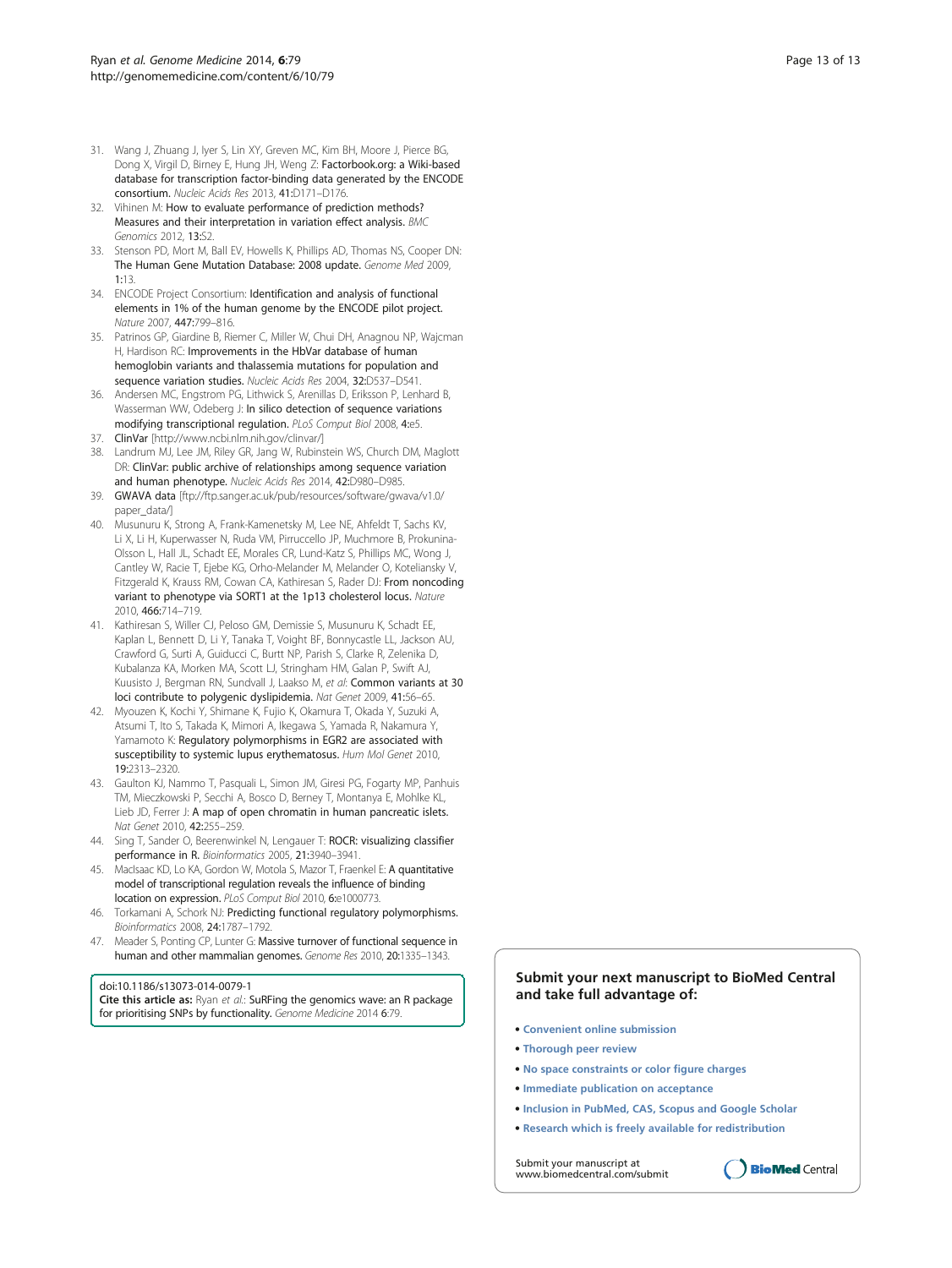31. Wang J, Zhuang J, Iyer S, Lin XY, Greven MC, Kim BH, Moore J, Pierce BG, Dong X, Virgil D, Birney E, Hung JH, Weng Z: **Factorbook.org: a Wiki-based database for transcription factor-binding data generated by the ENCODE consortium.** *Nucleic Acids Res* 2013, **41:**D171–D176.
32. Vihinen M: **How to evaluate performance of prediction methods? Measures and their interpretation in variation effect analysis.** *BMC Genomics* 2012, **13:**S2.
33. Stenson PD, Mort M, Ball EV, Howells K, Phillips AD, Thomas NS, Cooper DN: **The Human Gene Mutation Database: 2008 update.** *Genome Med* 2009, **1:**13.
34. ENCODE Project Consortium: **Identification and analysis of functional elements in 1% of the human genome by the ENCODE pilot project.** *Nature* 2007, **447:**799–816.
35. Patrinos GP, Giardine B, Riemer C, Miller W, Chui DH, Anagnou NP, Wajcman H, Hardison RC: **Improvements in the HbVar database of human hemoglobin variants and thalassemia mutations for population and sequence variation studies.** *Nucleic Acids Res* 2004, **32:**D537–D541.
36. Andersen MC, Engstrom PG, Lithwick S, Arenillas D, Eriksson P, Lenhard B, Wasserman WW, Odeberg J: **In silico detection of sequence variations modifying transcriptional regulation.** *PLoS Comput Biol* 2008, **4:**e5.
37. **ClinVar** [http://www.ncbi.nlm.nih.gov/clinvar/]
38. Landrum MJ, Lee JM, Riley GR, Jang W, Rubinstein WS, Church DM, Maglott DR: **ClinVar: public archive of relationships among sequence variation and human phenotype.** *Nucleic Acids Res* 2014, **42:**D980–D985.
39. **GWAVA data** [ftp://ftp.sanger.ac.uk/pub/resources/software/gwava/v1.0/paper_data/]
40. Musunuru K, Strong A, Frank-Kamenetsky M, Lee NE, Ahfeldt T, Sachs KV, Li X, Li H, Kuperwasser N, Ruda VM, Pirruccello JP, Muchmore B, Prokunina-Olsson L, Hall JL, Schadt EE, Morales CR, Lund-Katz S, Phillips MC, Wong J, Cantley W, Racie T, Ejebe KG, Orho-Melander M, Melander O, Koteliansky V, Fitzgerald K, Krauss RM, Cowan CA, Kathiresan S, Rader DJ: **From noncoding variant to phenotype via SORT1 at the 1p13 cholesterol locus.** *Nature* 2010, **466:**714–719.
41. Kathiresan S, Willer CJ, Peloso GM, Demissie S, Musunuru K, Schadt EE, Kaplan L, Bennett D, Li Y, Tanaka T, Voight BF, Bonnycastle LL, Jackson AU, Crawford G, Surti A, Guiducci C, Burtt NP, Parish S, Clarke R, Zelenika D, Kubalanza KA, Morken MA, Scott LJ, Stringham HM, Galan P, Swift AJ, Kuusisto J, Bergman RN, Sundvall J, Laakso M, *et al*: **Common variants at 30 loci contribute to polygenic dyslipidemia.** *Nat Genet* 2009, **41:**56–65.
42. Myouzen K, Kochi Y, Shimane K, Fujio K, Okamura T, Okada Y, Suzuki A, Atsumi T, Ito S, Takada K, Mimori A, Ikegawa S, Yamada R, Nakamura Y, Yamamoto K: **Regulatory polymorphisms in EGR2 are associated with susceptibility to systemic lupus erythematosus.** *Hum Mol Genet* 2010, **19:**2313–2320.
43. Gaulton KJ, Nammo T, Pasquali L, Simon JM, Giresi PG, Fogarty MP, Panhuis TM, Mieczkowski P, Secchi A, Bosco D, Berney T, Montanya E, Mohlke KL, Lieb JD, Ferrer J: **A map of open chromatin in human pancreatic islets.** *Nat Genet* 2010, **42:**255–259.
44. Sing T, Sander O, Beerenwinkel N, Lengauer T: **ROCR: visualizing classifier performance in R.** *Bioinformatics* 2005, **21:**3940–3941.
45. MacIsaac KD, Lo KA, Gordon W, Motola S, Mazor T, Fraenkel E: **A quantitative model of transcriptional regulation reveals the influence of binding location on expression.** *PLoS Comput Biol* 2010, **6:**e1000773.
46. Torkamani A, Schork NJ: **Predicting functional regulatory polymorphisms.** *Bioinformatics* 2008, **24:**1787–1792.
47. Meader S, Ponting CP, Lunter G: **Massive turnover of functional sequence in human and other mammalian genomes.** *Genome Res* 2010, **20:**1335–1343.

doi:10.1186/s13073-014-0079-1
**Cite this article as:** Ryan *et al.*: SuRFing the genomics wave: an R package for prioritising SNPs by functionality. *Genome Medicine* 2014 **6**:79.

**Submit your next manuscript to BioMed Central and take full advantage of:**

- **Convenient online submission**
- **Thorough peer review**
- **No space constraints or color figure charges**
- **Immediate publication on acceptance**
- **Inclusion in PubMed, CAS, Scopus and Google Scholar**
- **Research which is freely available for redistribution**

Submit your manuscript at
www.biomedcentral.com/submit

BioMed Central